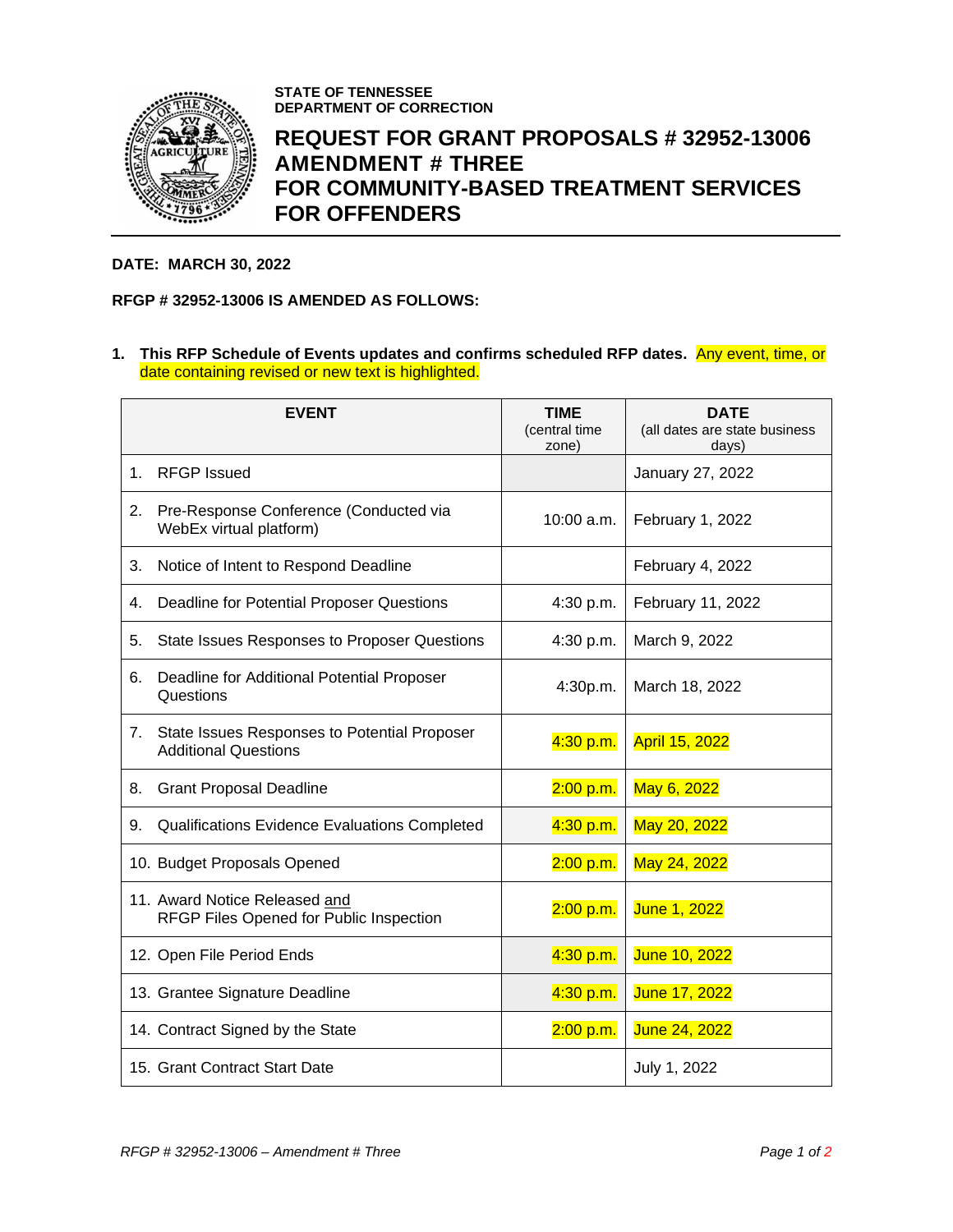**STATE OF TENNESSEE**
**DEPARTMENT OF CORRECTION**

# REQUEST FOR GRANT PROPOSALS # 32952-13006 AMENDMENT # THREE FOR COMMUNITY-BASED TREATMENT SERVICES FOR OFFENDERS

**DATE: MARCH 30, 2022**

**RFGP # 32952-13006 IS AMENDED AS FOLLOWS:**

1. **This RFP Schedule of Events updates and confirms scheduled RFP dates.** Any event, time, or date containing revised or new text is highlighted.

| EVENT | TIME (central time zone) | DATE (all dates are state business days) |
|---|---|---|
| 1. RFGP Issued | | January 27, 2022 |
| 2. Pre-Response Conference (Conducted via WebEx virtual platform) | 10:00 a.m. | February 1, 2022 |
| 3. Notice of Intent to Respond Deadline | | February 4, 2022 |
| 4. Deadline for Potential Proposer Questions | 4:30 p.m. | February 11, 2022 |
| 5. State Issues Responses to Proposer Questions | 4:30 p.m. | March 9, 2022 |
| 6. Deadline for Additional Potential Proposer Questions | 4:30p.m. | March 18, 2022 |
| 7. State Issues Responses to Potential Proposer Additional Questions | 4:30 p.m. | April 15, 2022 |
| 8. Grant Proposal Deadline | 2:00 p.m. | May 6, 2022 |
| 9. Qualifications Evidence Evaluations Completed | 4:30 p.m. | May 20, 2022 |
| 10. Budget Proposals Opened | 2:00 p.m. | May 24, 2022 |
| 11. Award Notice Released and RFGP Files Opened for Public Inspection | 2:00 p.m. | June 1, 2022 |
| 12. Open File Period Ends | 4:30 p.m. | June 10, 2022 |
| 13. Grantee Signature Deadline | 4:30 p.m. | June 17, 2022 |
| 14. Contract Signed by the State | 2:00 p.m. | June 24, 2022 |
| 15. Grant Contract Start Date | | July 1, 2022 |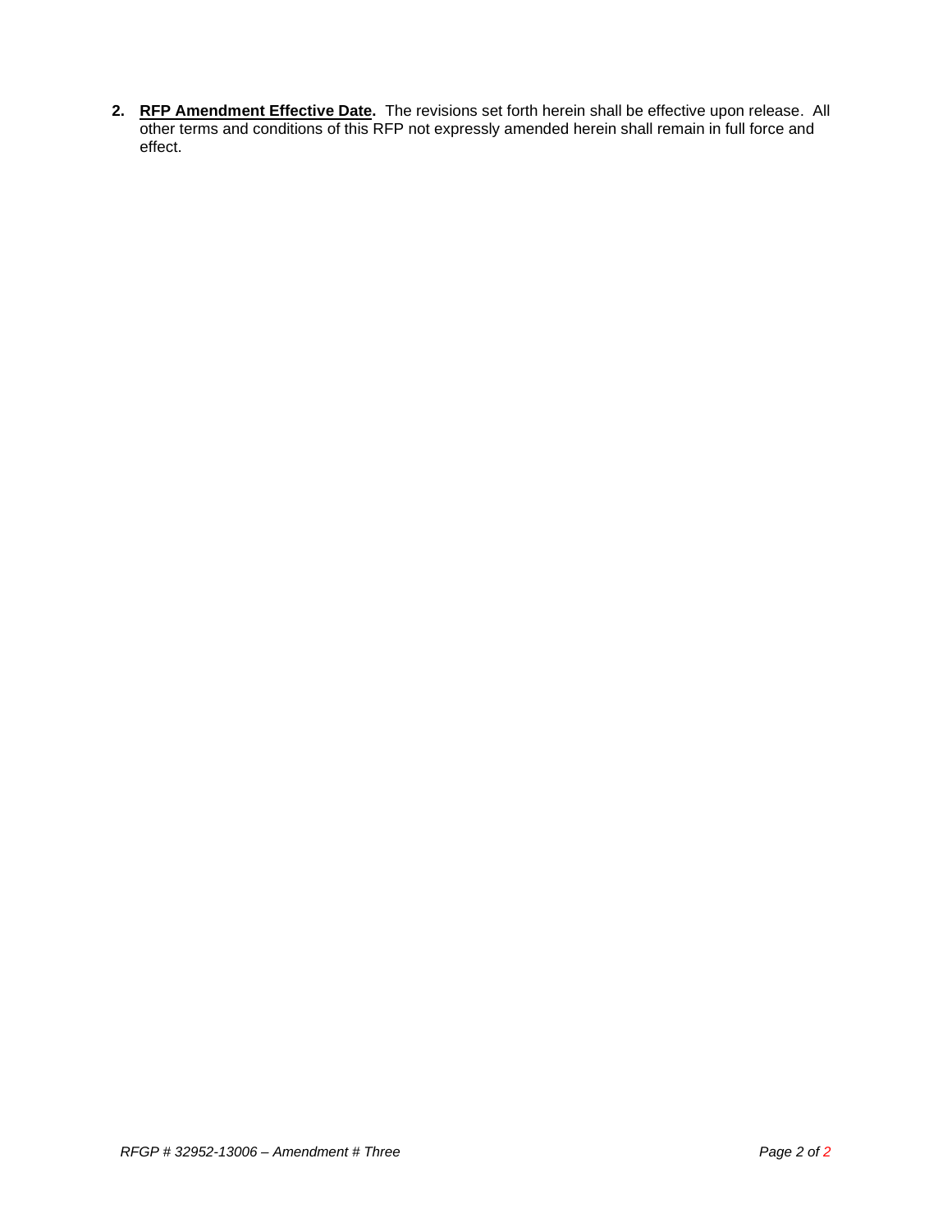2. **RFP Amendment Effective Date.** The revisions set forth herein shall be effective upon release. All other terms and conditions of this RFP not expressly amended herein shall remain in full force and effect.